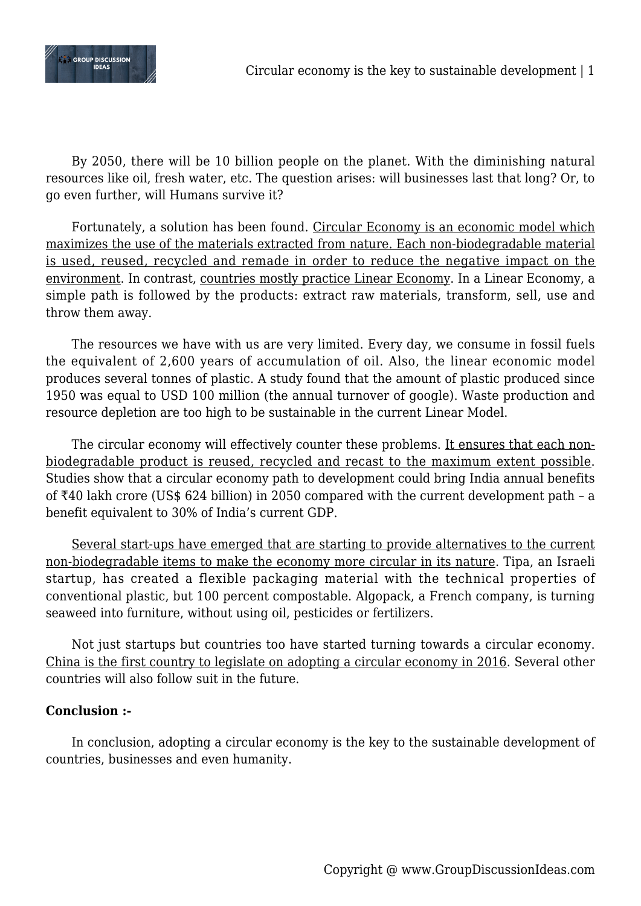By 2050, there will be 10 billion people on the planet. With the diminishing natural resources like oil, fresh water, etc. The question arises: will businesses last that long? Or, to go even further, will Humans survive it?

Fortunately, a solution has been found. <u>Circular Economy is an economic model which maximizes the use of the materials extracted from nature. Each non-biodegradable material is used, reused, recycled and remade in order to reduce the negative impact on the environment</u>. In contrast, <u>countries mostly practice Linear Economy</u>. In a Linear Economy, a simple path is followed by the products: extract raw materials, transform, sell, use and throw them away.

The resources we have with us are very limited. Every day, we consume in fossil fuels the equivalent of 2,600 years of accumulation of oil. Also, the linear economic model produces several tonnes of plastic. A study found that the amount of plastic produced since 1950 was equal to USD 100 million (the annual turnover of google). Waste production and resource depletion are too high to be sustainable in the current Linear Model.

The circular economy will effectively counter these problems. <u>It ensures that each non-biodegradable product is reused, recycled and recast to the maximum extent possible</u>. Studies show that a circular economy path to development could bring India annual benefits of ₹40 lakh crore (US$ 624 billion) in 2050 compared with the current development path – a benefit equivalent to 30% of India's current GDP.

<u>Several start-ups have emerged that are starting to provide alternatives to the current non-biodegradable items to make the economy more circular in its nature</u>. Tipa, an Israeli startup, has created a flexible packaging material with the technical properties of conventional plastic, but 100 percent compostable. Algopack, a French company, is turning seaweed into furniture, without using oil, pesticides or fertilizers.

Not just startups but countries too have started turning towards a circular economy. <u>China is the first country to legislate on adopting a circular economy in 2016</u>. Several other countries will also follow suit in the future.

**Conclusion :-**

In conclusion, adopting a circular economy is the key to the sustainable development of countries, businesses and even humanity.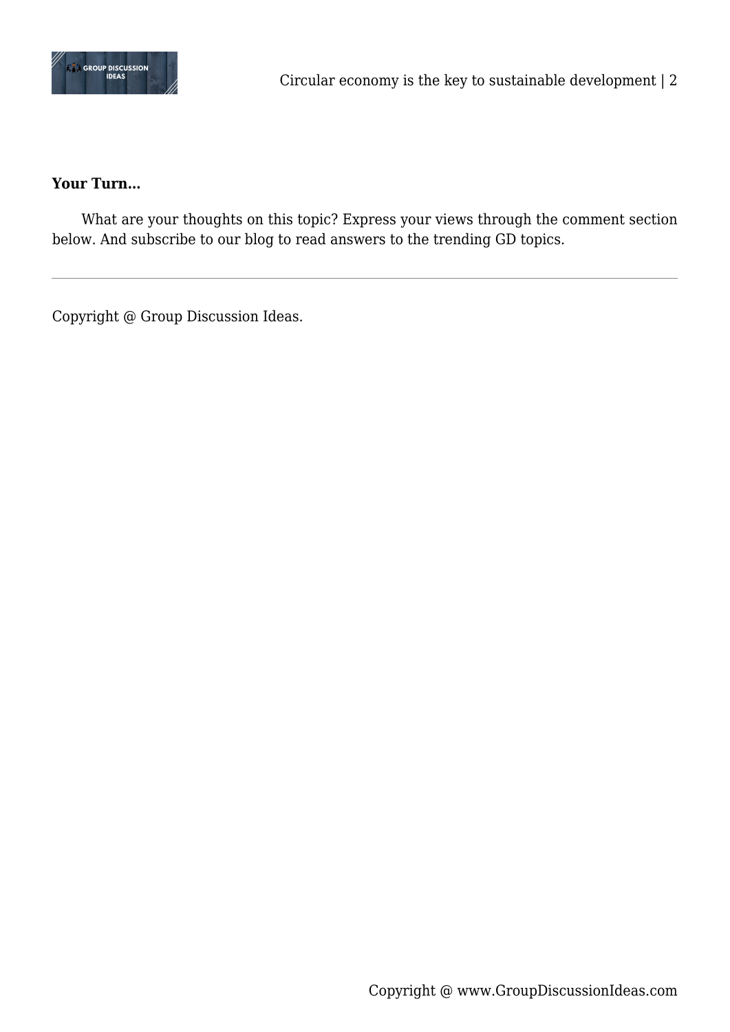**Your Turn…**

What are your thoughts on this topic? Express your views through the comment section below. And subscribe to our blog to read answers to the trending GD topics.

---

Copyright @ Group Discussion Ideas.